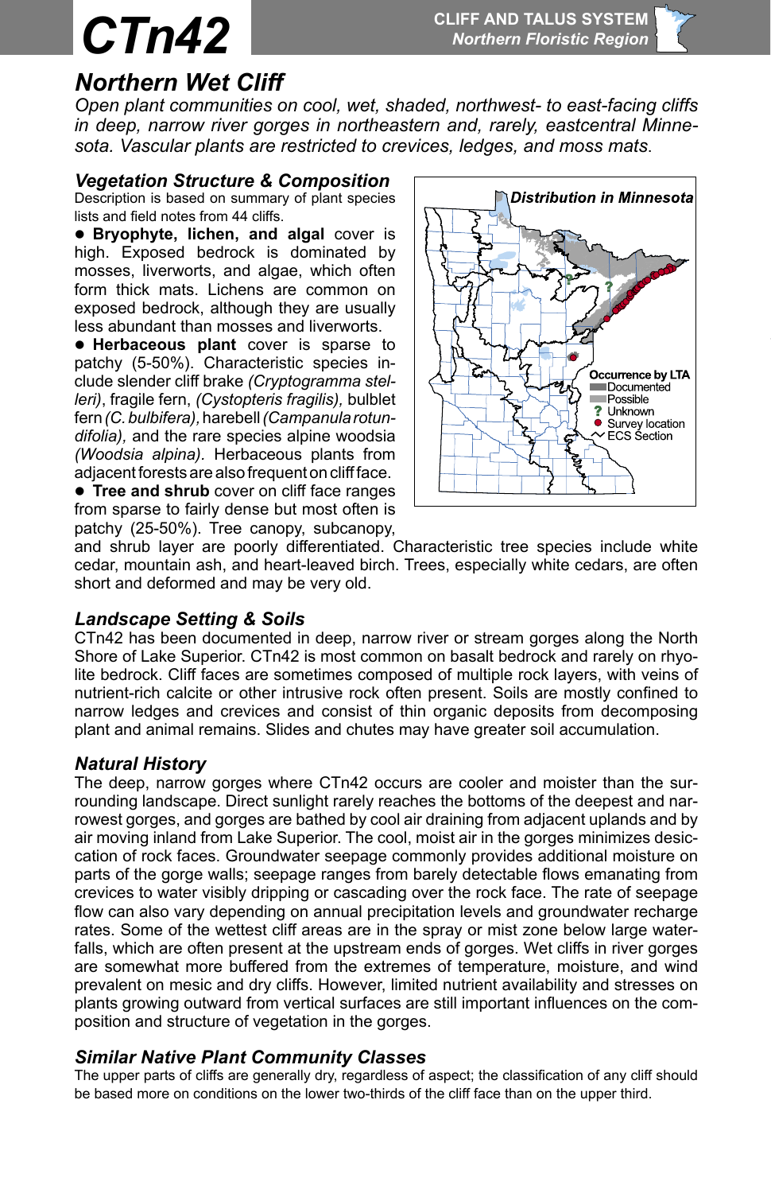# CTn42

CLIFF AND TALUS SYSTEM
*Northern Floristic Region*

## *Northern Wet Cliff*

*Open plant communities on cool, wet, shaded, northwest- to east-facing cliffs in deep, narrow river gorges in northeastern and, rarely, eastcentral Minnesota. Vascular plants are restricted to crevices, ledges, and moss mats.*

### *Vegetation Structure & Composition*

Description is based on summary of plant species lists and field notes from 44 cliffs.

- **Bryophyte, lichen, and algal** cover is high. Exposed bedrock is dominated by mosses, liverworts, and algae, which often form thick mats. Lichens are common on exposed bedrock, although they are usually less abundant than mosses and liverworts.
- **Herbaceous plant** cover is sparse to patchy (5-50%). Characteristic species include slender cliff brake *(Cryptogramma stelleri)*, fragile fern, *(Cystopteris fragilis)*, bulblet fern *(C. bulbifera)*, harebell *(Campanula rotundifolia)*, and the rare species alpine woodsia *(Woodsia alpina)*. Herbaceous plants from adjacent forests are also frequent on cliff face.
- **Tree and shrub** cover on cliff face ranges from sparse to fairly dense but most often is patchy (25-50%). Tree canopy, subcanopy, and shrub layer are poorly differentiated. Characteristic tree species include white cedar, mountain ash, and heart-leaved birch. Trees, especially white cedars, are often short and deformed and may be very old.

**Distribution in Minnesota**

Occurrence by LTA
- Documented
- Possible
- ? Unknown
- Survey location
- ECS Section

### *Landscape Setting & Soils*

CTn42 has been documented in deep, narrow river or stream gorges along the North Shore of Lake Superior. CTn42 is most common on basalt bedrock and rarely on rhyolite bedrock. Cliff faces are sometimes composed of multiple rock layers, with veins of nutrient-rich calcite or other intrusive rock often present. Soils are mostly confined to narrow ledges and crevices and consist of thin organic deposits from decomposing plant and animal remains. Slides and chutes may have greater soil accumulation.

### *Natural History*

The deep, narrow gorges where CTn42 occurs are cooler and moister than the surrounding landscape. Direct sunlight rarely reaches the bottoms of the deepest and narrowest gorges, and gorges are bathed by cool air draining from adjacent uplands and by air moving inland from Lake Superior. The cool, moist air in the gorges minimizes desiccation of rock faces. Groundwater seepage commonly provides additional moisture on parts of the gorge walls; seepage ranges from barely detectable flows emanating from crevices to water visibly dripping or cascading over the rock face. The rate of seepage flow can also vary depending on annual precipitation levels and groundwater recharge rates. Some of the wettest cliff areas are in the spray or mist zone below large waterfalls, which are often present at the upstream ends of gorges. Wet cliffs in river gorges are somewhat more buffered from the extremes of temperature, moisture, and wind prevalent on mesic and dry cliffs. However, limited nutrient availability and stresses on plants growing outward from vertical surfaces are still important influences on the composition and structure of vegetation in the gorges.

### *Similar Native Plant Community Classes*

The upper parts of cliffs are generally dry, regardless of aspect; the classification of any cliff should be based more on conditions on the lower two-thirds of the cliff face than on the upper third.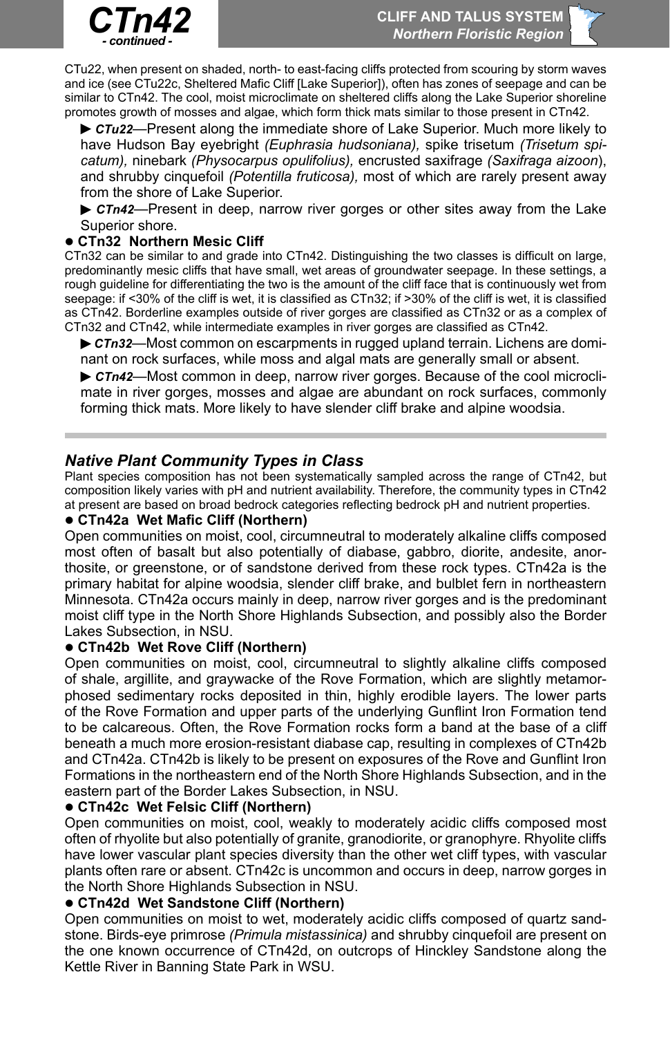CTu22, when present on shaded, north- to east-facing cliffs protected from scouring by storm waves and ice (see CTu22c, Sheltered Mafic Cliff [Lake Superior]), often has zones of seepage and can be similar to CTn42. The cool, moist microclimate on sheltered cliffs along the Lake Superior shoreline promotes growth of mosses and algae, which form thick mats similar to those present in CTn42.

► ***CTu22***—Present along the immediate shore of Lake Superior. Much more likely to have Hudson Bay eyebright *(Euphrasia hudsoniana),* spike trisetum *(Trisetum spicatum),* ninebark *(Physocarpus opulifolius),* encrusted saxifrage *(Saxifraga aizoon*), and shrubby cinquefoil *(Potentilla fruticosa),* most of which are rarely present away from the shore of Lake Superior.

► ***CTn42***—Present in deep, narrow river gorges or other sites away from the Lake Superior shore.

**● CTn32 Northern Mesic Cliff**

CTn32 can be similar to and grade into CTn42. Distinguishing the two classes is difficult on large, predominantly mesic cliffs that have small, wet areas of groundwater seepage. In these settings, a rough guideline for differentiating the two is the amount of the cliff face that is continuously wet from seepage: if <30% of the cliff is wet, it is classified as CTn32; if >30% of the cliff is wet, it is classified as CTn42. Borderline examples outside of river gorges are classified as CTn32 or as a complex of CTn32 and CTn42, while intermediate examples in river gorges are classified as CTn42.

► ***CTn32***—Most common on escarpments in rugged upland terrain. Lichens are dominant on rock surfaces, while moss and algal mats are generally small or absent.

► ***CTn42***—Most common in deep, narrow river gorges. Because of the cool microclimate in river gorges, mosses and algae are abundant on rock surfaces, commonly forming thick mats. More likely to have slender cliff brake and alpine woodsia.

## *Native Plant Community Types in Class*

Plant species composition has not been systematically sampled across the range of CTn42, but composition likely varies with pH and nutrient availability. Therefore, the community types in CTn42 at present are based on broad bedrock categories reflecting bedrock pH and nutrient properties.

**● CTn42a Wet Mafic Cliff (Northern)**

Open communities on moist, cool, circumneutral to moderately alkaline cliffs composed most often of basalt but also potentially of diabase, gabbro, diorite, andesite, anorthosite, or greenstone, or of sandstone derived from these rock types. CTn42a is the primary habitat for alpine woodsia, slender cliff brake, and bulblet fern in northeastern Minnesota. CTn42a occurs mainly in deep, narrow river gorges and is the predominant moist cliff type in the North Shore Highlands Subsection, and possibly also the Border Lakes Subsection, in NSU.

**● CTn42b Wet Rove Cliff (Northern)**

Open communities on moist, cool, circumneutral to slightly alkaline cliffs composed of shale, argillite, and graywacke of the Rove Formation, which are slightly metamorphosed sedimentary rocks deposited in thin, highly erodible layers. The lower parts of the Rove Formation and upper parts of the underlying Gunflint Iron Formation tend to be calcareous. Often, the Rove Formation rocks form a band at the base of a cliff beneath a much more erosion-resistant diabase cap, resulting in complexes of CTn42b and CTn42a. CTn42b is likely to be present on exposures of the Rove and Gunflint Iron Formations in the northeastern end of the North Shore Highlands Subsection, and in the eastern part of the Border Lakes Subsection, in NSU.

**● CTn42c Wet Felsic Cliff (Northern)**

Open communities on moist, cool, weakly to moderately acidic cliffs composed most often of rhyolite but also potentially of granite, granodiorite, or granophyre. Rhyolite cliffs have lower vascular plant species diversity than the other wet cliff types, with vascular plants often rare or absent. CTn42c is uncommon and occurs in deep, narrow gorges in the North Shore Highlands Subsection in NSU.

**● CTn42d Wet Sandstone Cliff (Northern)**

Open communities on moist to wet, moderately acidic cliffs composed of quartz sandstone. Birds-eye primrose *(Primula mistassinica)* and shrubby cinquefoil are present on the one known occurrence of CTn42d, on outcrops of Hinckley Sandstone along the Kettle River in Banning State Park in WSU.